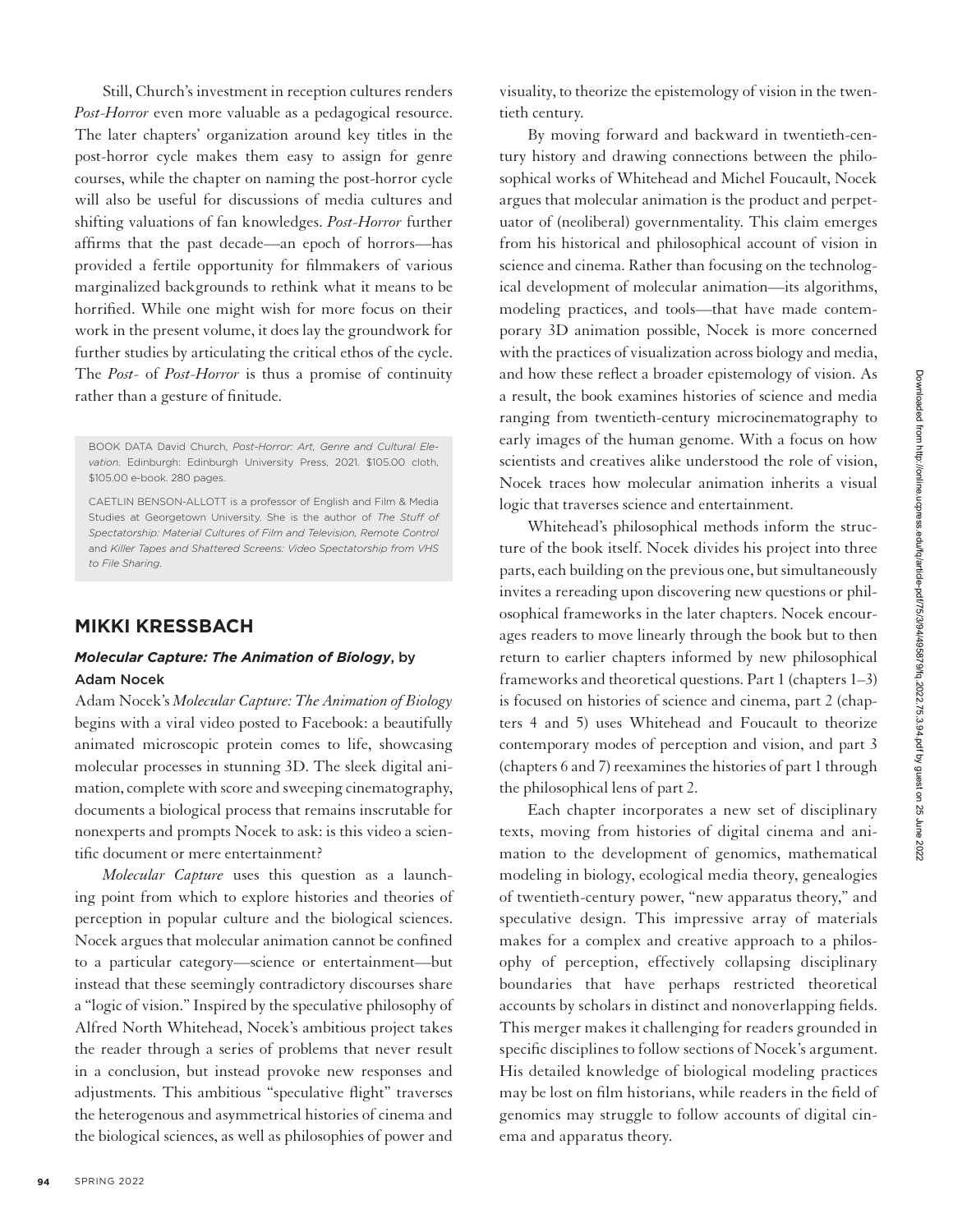Still, Church's investment in reception cultures renders *Post-Horror* even more valuable as a pedagogical resource. The later chapters' organization around key titles in the post-horror cycle makes them easy to assign for genre courses, while the chapter on naming the post-horror cycle will also be useful for discussions of media cultures and shifting valuations of fan knowledges. *Post-Horror* further affirms that the past decade—an epoch of horrors—has provided a fertile opportunity for filmmakers of various marginalized backgrounds to rethink what it means to be horrified. While one might wish for more focus on their work in the present volume, it does lay the groundwork for further studies by articulating the critical ethos of the cycle. The *Post-* of *Post-Horror* is thus a promise of continuity rather than a gesture of finitude.

BOOK DATA David Church, *Post-Horror: Art, Genre and Cultural Elevation*. Edinburgh: Edinburgh University Press, 2021. $105.00 cloth, $105.00 e-book. 280 pages.

CAETLIN BENSON-ALLOTT is a professor of English and Film & Media Studies at Georgetown University. She is the author of *The Stuff of Spectatorship: Material Cultures of Film and Television, Remote Control* and *Killer Tapes and Shattered Screens: Video Spectatorship from VHS to File Sharing*.

## MIKKI KRESSBACH

### *Molecular Capture: The Animation of Biology*, by Adam Nocek

Adam Nocek's *Molecular Capture: The Animation of Biology* begins with a viral video posted to Facebook: a beautifully animated microscopic protein comes to life, showcasing molecular processes in stunning 3D. The sleek digital animation, complete with score and sweeping cinematography, documents a biological process that remains inscrutable for nonexperts and prompts Nocek to ask: is this video a scientific document or mere entertainment?

*Molecular Capture* uses this question as a launching point from which to explore histories and theories of perception in popular culture and the biological sciences. Nocek argues that molecular animation cannot be confined to a particular category—science or entertainment—but instead that these seemingly contradictory discourses share a "logic of vision." Inspired by the speculative philosophy of Alfred North Whitehead, Nocek's ambitious project takes the reader through a series of problems that never result in a conclusion, but instead provoke new responses and adjustments. This ambitious "speculative flight" traverses the heterogenous and asymmetrical histories of cinema and the biological sciences, as well as philosophies of power and visuality, to theorize the epistemology of vision in the twentieth century.

By moving forward and backward in twentieth-century history and drawing connections between the philosophical works of Whitehead and Michel Foucault, Nocek argues that molecular animation is the product and perpetuator of (neoliberal) governmentality. This claim emerges from his historical and philosophical account of vision in science and cinema. Rather than focusing on the technological development of molecular animation—its algorithms, modeling practices, and tools—that have made contemporary 3D animation possible, Nocek is more concerned with the practices of visualization across biology and media, and how these reflect a broader epistemology of vision. As a result, the book examines histories of science and media ranging from twentieth-century microcinematography to early images of the human genome. With a focus on how scientists and creatives alike understood the role of vision, Nocek traces how molecular animation inherits a visual logic that traverses science and entertainment.

Whitehead's philosophical methods inform the structure of the book itself. Nocek divides his project into three parts, each building on the previous one, but simultaneously invites a rereading upon discovering new questions or philosophical frameworks in the later chapters. Nocek encourages readers to move linearly through the book but to then return to earlier chapters informed by new philosophical frameworks and theoretical questions. Part 1 (chapters 1–3) is focused on histories of science and cinema, part 2 (chapters 4 and 5) uses Whitehead and Foucault to theorize contemporary modes of perception and vision, and part 3 (chapters 6 and 7) reexamines the histories of part 1 through the philosophical lens of part 2.

Each chapter incorporates a new set of disciplinary texts, moving from histories of digital cinema and animation to the development of genomics, mathematical modeling in biology, ecological media theory, genealogies of twentieth-century power, "new apparatus theory," and speculative design. This impressive array of materials makes for a complex and creative approach to a philosophy of perception, effectively collapsing disciplinary boundaries that have perhaps restricted theoretical accounts by scholars in distinct and nonoverlapping fields. This merger makes it challenging for readers grounded in specific disciplines to follow sections of Nocek's argument. His detailed knowledge of biological modeling practices may be lost on film historians, while readers in the field of genomics may struggle to follow accounts of digital cinema and apparatus theory.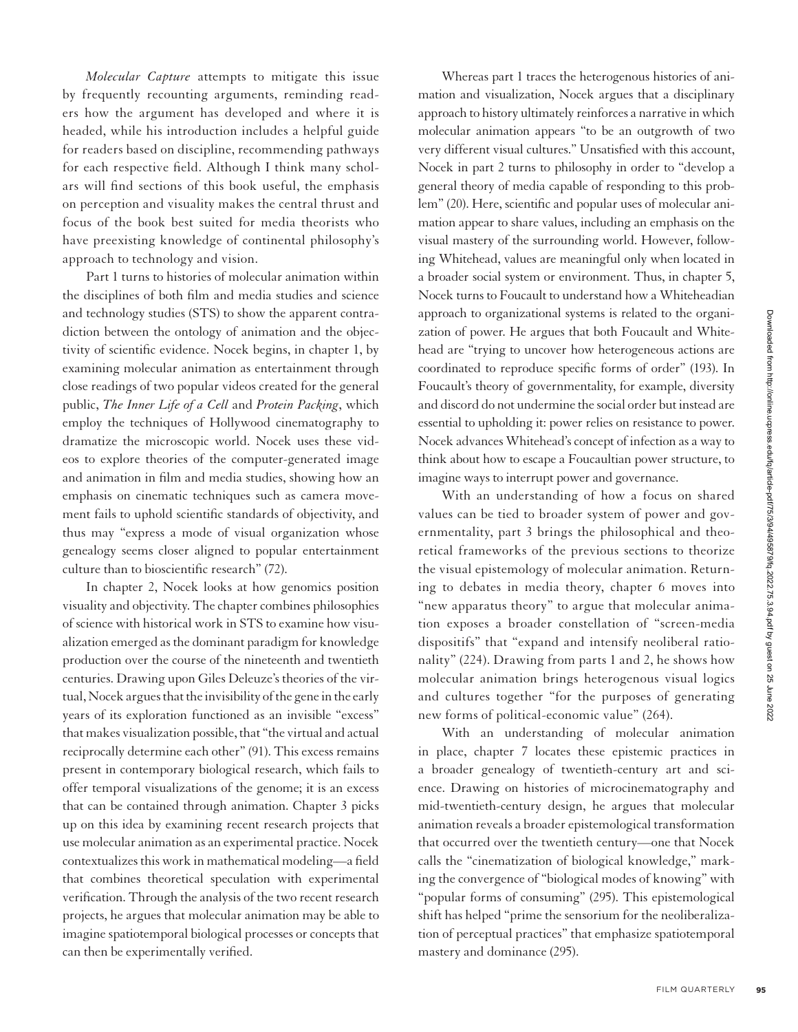*Molecular Capture* attempts to mitigate this issue by frequently recounting arguments, reminding readers how the argument has developed and where it is headed, while his introduction includes a helpful guide for readers based on discipline, recommending pathways for each respective field. Although I think many scholars will find sections of this book useful, the emphasis on perception and visuality makes the central thrust and focus of the book best suited for media theorists who have preexisting knowledge of continental philosophy's approach to technology and vision.

Part 1 turns to histories of molecular animation within the disciplines of both film and media studies and science and technology studies (STS) to show the apparent contradiction between the ontology of animation and the objectivity of scientific evidence. Nocek begins, in chapter 1, by examining molecular animation as entertainment through close readings of two popular videos created for the general public, *The Inner Life of a Cell* and *Protein Packing*, which employ the techniques of Hollywood cinematography to dramatize the microscopic world. Nocek uses these videos to explore theories of the computer-generated image and animation in film and media studies, showing how an emphasis on cinematic techniques such as camera movement fails to uphold scientific standards of objectivity, and thus may "express a mode of visual organization whose genealogy seems closer aligned to popular entertainment culture than to bioscientific research" (72).

In chapter 2, Nocek looks at how genomics position visuality and objectivity. The chapter combines philosophies of science with historical work in STS to examine how visualization emerged as the dominant paradigm for knowledge production over the course of the nineteenth and twentieth centuries. Drawing upon Giles Deleuze's theories of the virtual, Nocek argues that the invisibility of the gene in the early years of its exploration functioned as an invisible "excess" that makes visualization possible, that "the virtual and actual reciprocally determine each other" (91). This excess remains present in contemporary biological research, which fails to offer temporal visualizations of the genome; it is an excess that can be contained through animation. Chapter 3 picks up on this idea by examining recent research projects that use molecular animation as an experimental practice. Nocek contextualizes this work in mathematical modeling—a field that combines theoretical speculation with experimental verification. Through the analysis of the two recent research projects, he argues that molecular animation may be able to imagine spatiotemporal biological processes or concepts that can then be experimentally verified.

Whereas part 1 traces the heterogenous histories of animation and visualization, Nocek argues that a disciplinary approach to history ultimately reinforces a narrative in which molecular animation appears "to be an outgrowth of two very different visual cultures." Unsatisfied with this account, Nocek in part 2 turns to philosophy in order to "develop a general theory of media capable of responding to this problem" (20). Here, scientific and popular uses of molecular animation appear to share values, including an emphasis on the visual mastery of the surrounding world. However, following Whitehead, values are meaningful only when located in a broader social system or environment. Thus, in chapter 5, Nocek turns to Foucault to understand how a Whiteheadian approach to organizational systems is related to the organization of power. He argues that both Foucault and Whitehead are "trying to uncover how heterogeneous actions are coordinated to reproduce specific forms of order" (193). In Foucault's theory of governmentality, for example, diversity and discord do not undermine the social order but instead are essential to upholding it: power relies on resistance to power. Nocek advances Whitehead's concept of infection as a way to think about how to escape a Foucaultian power structure, to imagine ways to interrupt power and governance.

With an understanding of how a focus on shared values can be tied to broader system of power and governmentality, part 3 brings the philosophical and theoretical frameworks of the previous sections to theorize the visual epistemology of molecular animation. Returning to debates in media theory, chapter 6 moves into "new apparatus theory" to argue that molecular animation exposes a broader constellation of "screen-media dispositifs" that "expand and intensify neoliberal rationality" (224). Drawing from parts 1 and 2, he shows how molecular animation brings heterogenous visual logics and cultures together "for the purposes of generating new forms of political-economic value" (264).

With an understanding of molecular animation in place, chapter 7 locates these epistemic practices in a broader genealogy of twentieth-century art and science. Drawing on histories of microcinematography and mid-twentieth-century design, he argues that molecular animation reveals a broader epistemological transformation that occurred over the twentieth century—one that Nocek calls the "cinematization of biological knowledge," marking the convergence of "biological modes of knowing" with "popular forms of consuming" (295). This epistemological shift has helped "prime the sensorium for the neoliberalization of perceptual practices" that emphasize spatiotemporal mastery and dominance (295).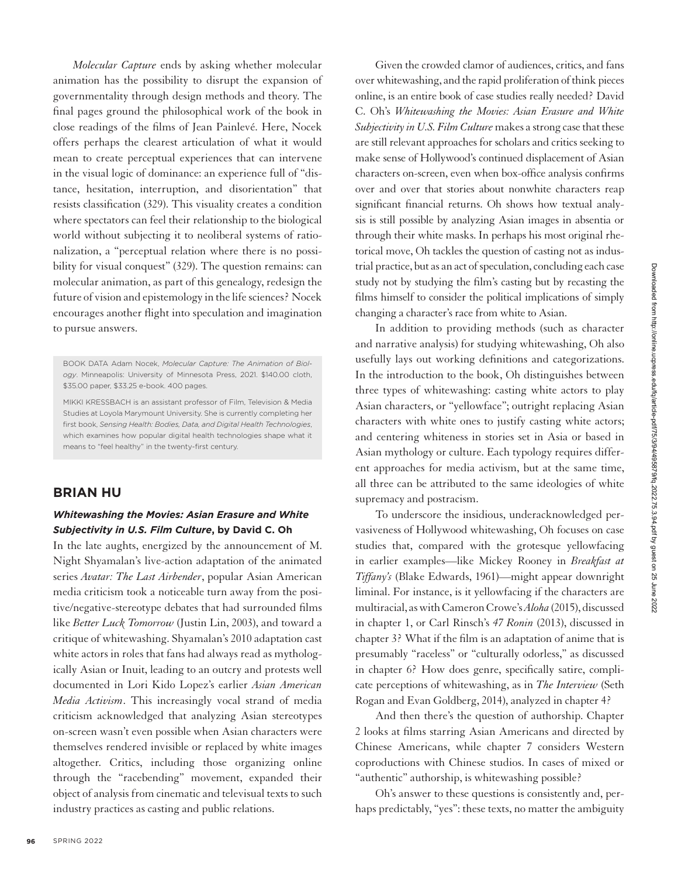*Molecular Capture* ends by asking whether molecular animation has the possibility to disrupt the expansion of governmentality through design methods and theory. The final pages ground the philosophical work of the book in close readings of the films of Jean Painlevé. Here, Nocek offers perhaps the clearest articulation of what it would mean to create perceptual experiences that can intervene in the visual logic of dominance: an experience full of "distance, hesitation, interruption, and disorientation" that resists classification (329). This visuality creates a condition where spectators can feel their relationship to the biological world without subjecting it to neoliberal systems of rationalization, a "perceptual relation where there is no possibility for visual conquest" (329). The question remains: can molecular animation, as part of this genealogy, redesign the future of vision and epistemology in the life sciences? Nocek encourages another flight into speculation and imagination to pursue answers.

BOOK DATA Adam Nocek, *Molecular Capture: The Animation of Biology*. Minneapolis: University of Minnesota Press, 2021. $140.00 cloth, $35.00 paper, $33.25 e-book. 400 pages.

MIKKI KRESSBACH is an assistant professor of Film, Television & Media Studies at Loyola Marymount University. She is currently completing her first book, *Sensing Health: Bodies, Data, and Digital Health Technologies*, which examines how popular digital health technologies shape what it means to "feel healthy" in the twenty-first century.

## BRIAN HU

### *Whitewashing the Movies: Asian Erasure and White Subjectivity in U.S. Film Culture*, by David C. Oh

In the late aughts, energized by the announcement of M. Night Shyamalan's live-action adaptation of the animated series *Avatar: The Last Airbender*, popular Asian American media criticism took a noticeable turn away from the positive/negative-stereotype debates that had surrounded films like *Better Luck Tomorrow* (Justin Lin, 2003), and toward a critique of whitewashing. Shyamalan's 2010 adaptation cast white actors in roles that fans had always read as mythologically Asian or Inuit, leading to an outcry and protests well documented in Lori Kido Lopez's earlier *Asian American Media Activism*. This increasingly vocal strand of media criticism acknowledged that analyzing Asian stereotypes on-screen wasn't even possible when Asian characters were themselves rendered invisible or replaced by white images altogether. Critics, including those organizing online through the "racebending" movement, expanded their object of analysis from cinematic and televisual texts to such industry practices as casting and public relations.

Given the crowded clamor of audiences, critics, and fans over whitewashing, and the rapid proliferation of think pieces online, is an entire book of case studies really needed? David C. Oh's *Whitewashing the Movies: Asian Erasure and White Subjectivity in U.S. Film Culture* makes a strong case that these are still relevant approaches for scholars and critics seeking to make sense of Hollywood's continued displacement of Asian characters on-screen, even when box-office analysis confirms over and over that stories about nonwhite characters reap significant financial returns. Oh shows how textual analysis is still possible by analyzing Asian images in absentia or through their white masks. In perhaps his most original rhetorical move, Oh tackles the question of casting not as industrial practice, but as an act of speculation, concluding each case study not by studying the film's casting but by recasting the films himself to consider the political implications of simply changing a character's race from white to Asian.

In addition to providing methods (such as character and narrative analysis) for studying whitewashing, Oh also usefully lays out working definitions and categorizations. In the introduction to the book, Oh distinguishes between three types of whitewashing: casting white actors to play Asian characters, or "yellowface"; outright replacing Asian characters with white ones to justify casting white actors; and centering whiteness in stories set in Asia or based in Asian mythology or culture. Each typology requires different approaches for media activism, but at the same time, all three can be attributed to the same ideologies of white supremacy and postracism.

To underscore the insidious, underacknowledged pervasiveness of Hollywood whitewashing, Oh focuses on case studies that, compared with the grotesque yellowfacing in earlier examples—like Mickey Rooney in *Breakfast at Tiffany's* (Blake Edwards, 1961)—might appear downright liminal. For instance, is it yellowfacing if the characters are multiracial, as with Cameron Crowe's *Aloha* (2015), discussed in chapter 1, or Carl Rinsch's *47 Ronin* (2013), discussed in chapter 3? What if the film is an adaptation of anime that is presumably "raceless" or "culturally odorless," as discussed in chapter 6? How does genre, specifically satire, complicate perceptions of whitewashing, as in *The Interview* (Seth Rogan and Evan Goldberg, 2014), analyzed in chapter 4?

And then there's the question of authorship. Chapter 2 looks at films starring Asian Americans and directed by Chinese Americans, while chapter 7 considers Western coproductions with Chinese studios. In cases of mixed or "authentic" authorship, is whitewashing possible?

Oh's answer to these questions is consistently and, perhaps predictably, "yes": these texts, no matter the ambiguity